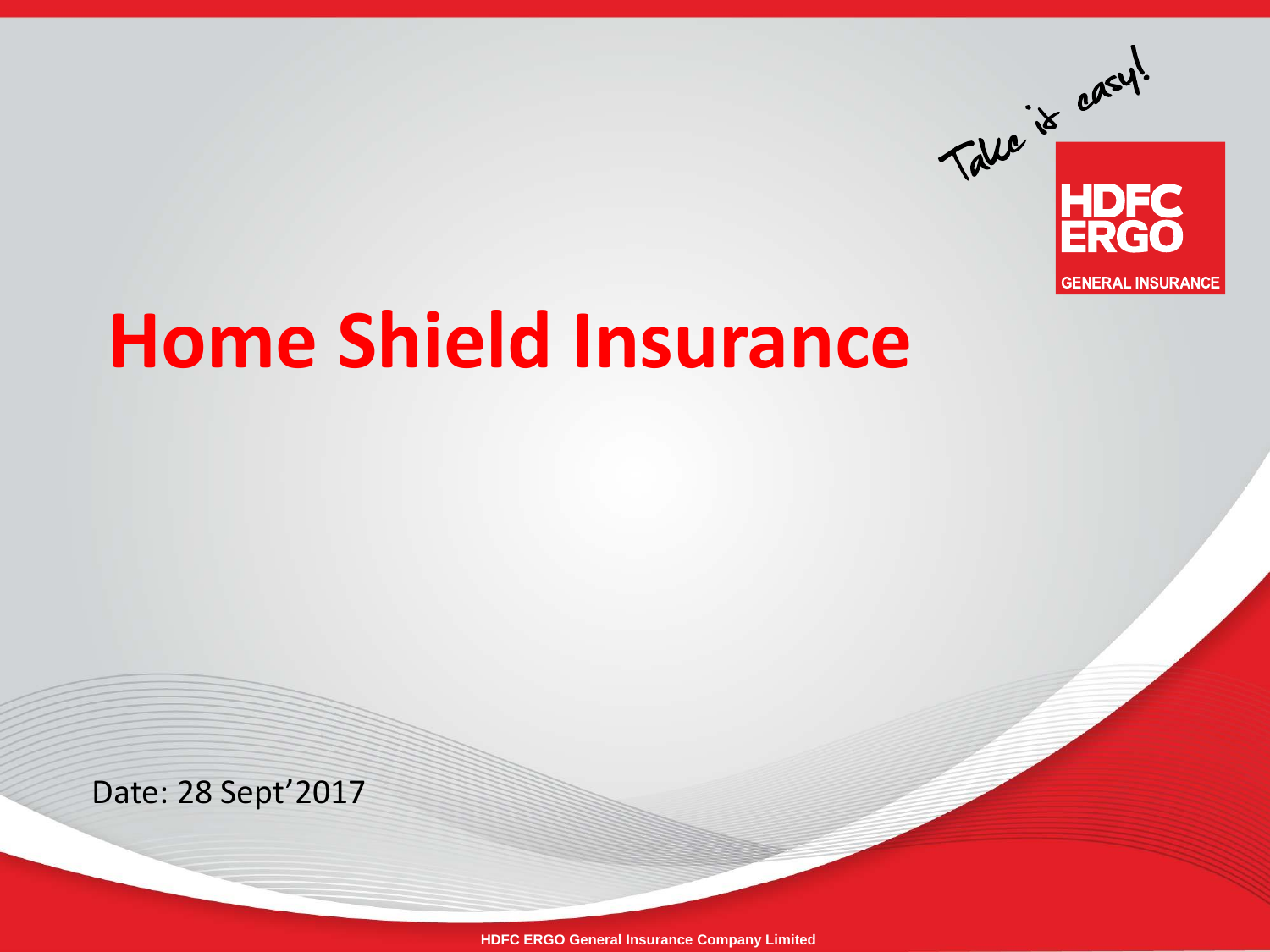Take it easy!

HDFC ERGO

GENERAL INSURANCE

# Home Shield Insurance

Date: 28 Sept’2017

HDFC ERGO General Insurance Company Limited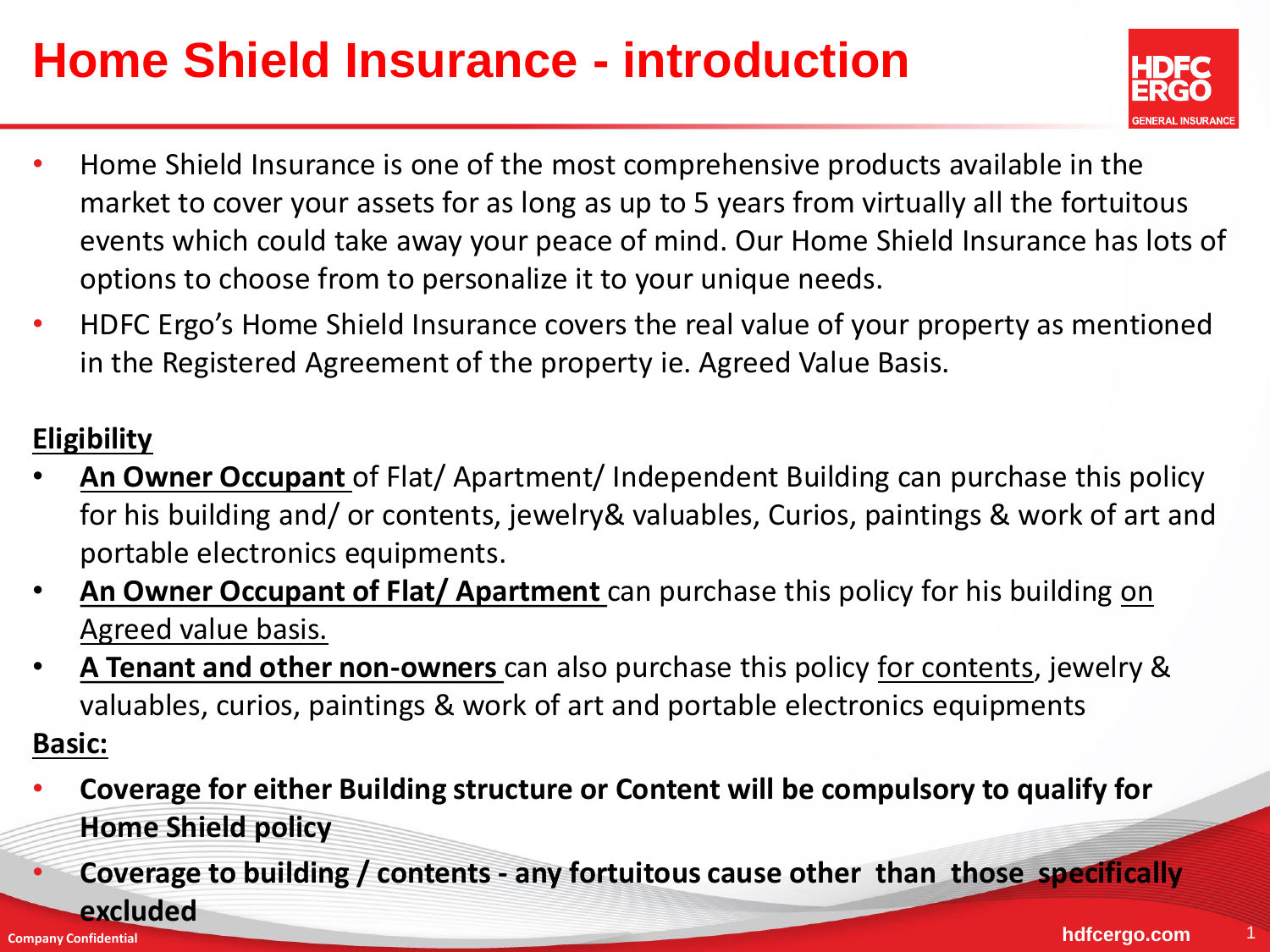# Home Shield Insurance - introduction

- Home Shield Insurance is one of the most comprehensive products available in the market to cover your assets for as long as up to 5 years from virtually all the fortuitous events which could take away your peace of mind. Our Home Shield Insurance has lots of options to choose from to personalize it to your unique needs.
- HDFC Ergo's Home Shield Insurance covers the real value of your property as mentioned in the Registered Agreement of the property ie. Agreed Value Basis.

**Eligibility**

- **An Owner Occupant** of Flat/ Apartment/ Independent Building can purchase this policy for his building and/ or contents, jewelry& valuables, Curios, paintings & work of art and portable electronics equipments.
- **An Owner Occupant of Flat/ Apartment** can purchase this policy for his building on Agreed value basis.
- **A Tenant and other non-owners** can also purchase this policy for contents, jewelry & valuables, curios, paintings & work of art and portable electronics equipments

**Basic:**

- **Coverage for either Building structure or Content will be compulsory to qualify for Home Shield policy**
- **Coverage to building / contents - any fortuitous cause other than those specifically excluded**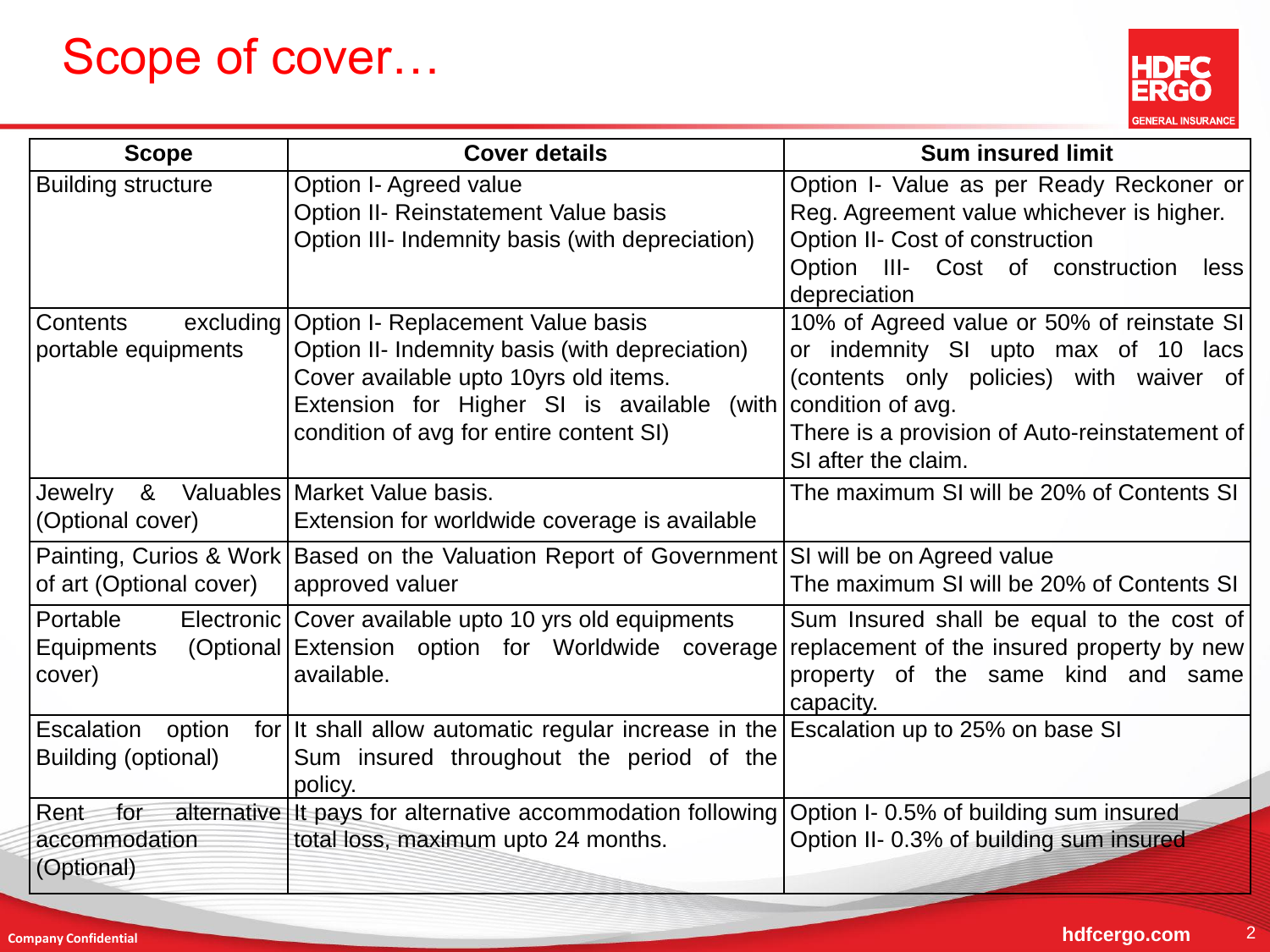# Scope of cover…

| Scope | Cover details | Sum insured limit |
|---|---|---|
| Building structure | Option I- Agreed value<br>Option II- Reinstatement Value basis<br>Option III- Indemnity basis (with depreciation) | Option I- Value as per Ready Reckoner or Reg. Agreement value whichever is higher.<br>Option II- Cost of construction<br>Option III- Cost of construction less depreciation |
| Contents excluding portable equipments | Option I- Replacement Value basis<br>Option II- Indemnity basis (with depreciation)<br>Cover available upto 10yrs old items.<br>Extension for Higher SI is available (with condition of avg for entire content SI) | 10% of Agreed value or 50% of reinstate SI or indemnity SI upto max of 10 lacs (contents only policies) with waiver of condition of avg.<br>There is a provision of Auto-reinstatement of SI after the claim. |
| Jewelry & Valuables (Optional cover) | Market Value basis.<br>Extension for worldwide coverage is available | The maximum SI will be 20% of Contents SI |
| Painting, Curios & Work of art (Optional cover) | Based on the Valuation Report of Government approved valuer | SI will be on Agreed value<br>The maximum SI will be 20% of Contents SI |
| Portable Electronic Equipments (Optional cover) | Cover available upto 10 yrs old equipments<br>Extension option for Worldwide coverage available. | Sum Insured shall be equal to the cost of replacement of the insured property by new property of the same kind and same capacity. |
| Escalation option for Building (optional) | It shall allow automatic regular increase in the Sum insured throughout the period of the policy. | Escalation up to 25% on base SI |
| Rent for alternative accommodation (Optional) | It pays for alternative accommodation following total loss, maximum upto 24 months. | Option I- 0.5% of building sum insured<br>Option II- 0.3% of building sum insured |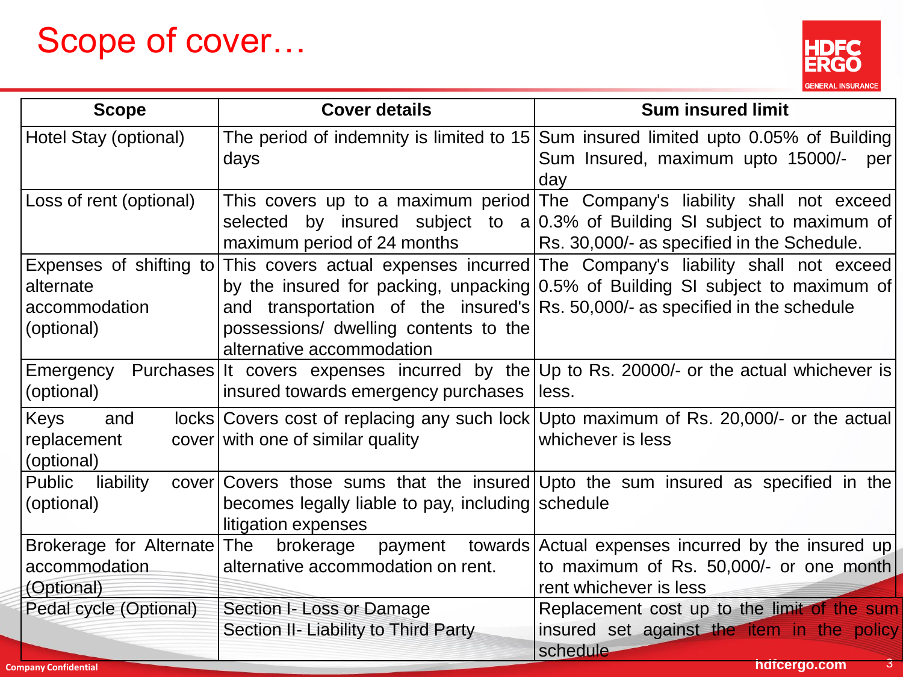# Scope of cover…

| Scope | Cover details | Sum insured limit |
| --- | --- | --- |
| Hotel Stay (optional) | The period of indemnity is limited to 15 days | Sum insured limited upto 0.05% of Building Sum Insured, maximum upto 15000/- per day |
| Loss of rent (optional) | This covers up to a maximum period selected by insured subject to a maximum period of 24 months | The Company's liability shall not exceed 0.3% of Building SI subject to maximum of Rs. 30,000/- as specified in the Schedule. |
| Expenses of shifting to alternate accommodation (optional) | This covers actual expenses incurred by the insured for packing, unpacking and transportation of the insured's possessions/ dwelling contents to the alternative accommodation | The Company's liability shall not exceed 0.5% of Building SI subject to maximum of Rs. 50,000/- as specified in the schedule |
| Emergency Purchases (optional) | It covers expenses incurred by the insured towards emergency purchases | Up to Rs. 20000/- or the actual whichever is less. |
| Keys and locks replacement cover (optional) | Covers cost of replacing any such lock with one of similar quality | Upto maximum of Rs. 20,000/- or the actual whichever is less |
| Public liability cover (optional) | Covers those sums that the insured becomes legally liable to pay, including litigation expenses | Upto the sum insured as specified in the schedule |
| Brokerage for Alternate accommodation (Optional) | The brokerage payment towards alternative accommodation on rent. | Actual expenses incurred by the insured up to maximum of Rs. 50,000/- or one month rent whichever is less |
| Pedal cycle (Optional) | Section I- Loss or Damage<br>Section II- Liability to Third Party | Replacement cost up to the limit of the sum insured set against the item in the policy schedule |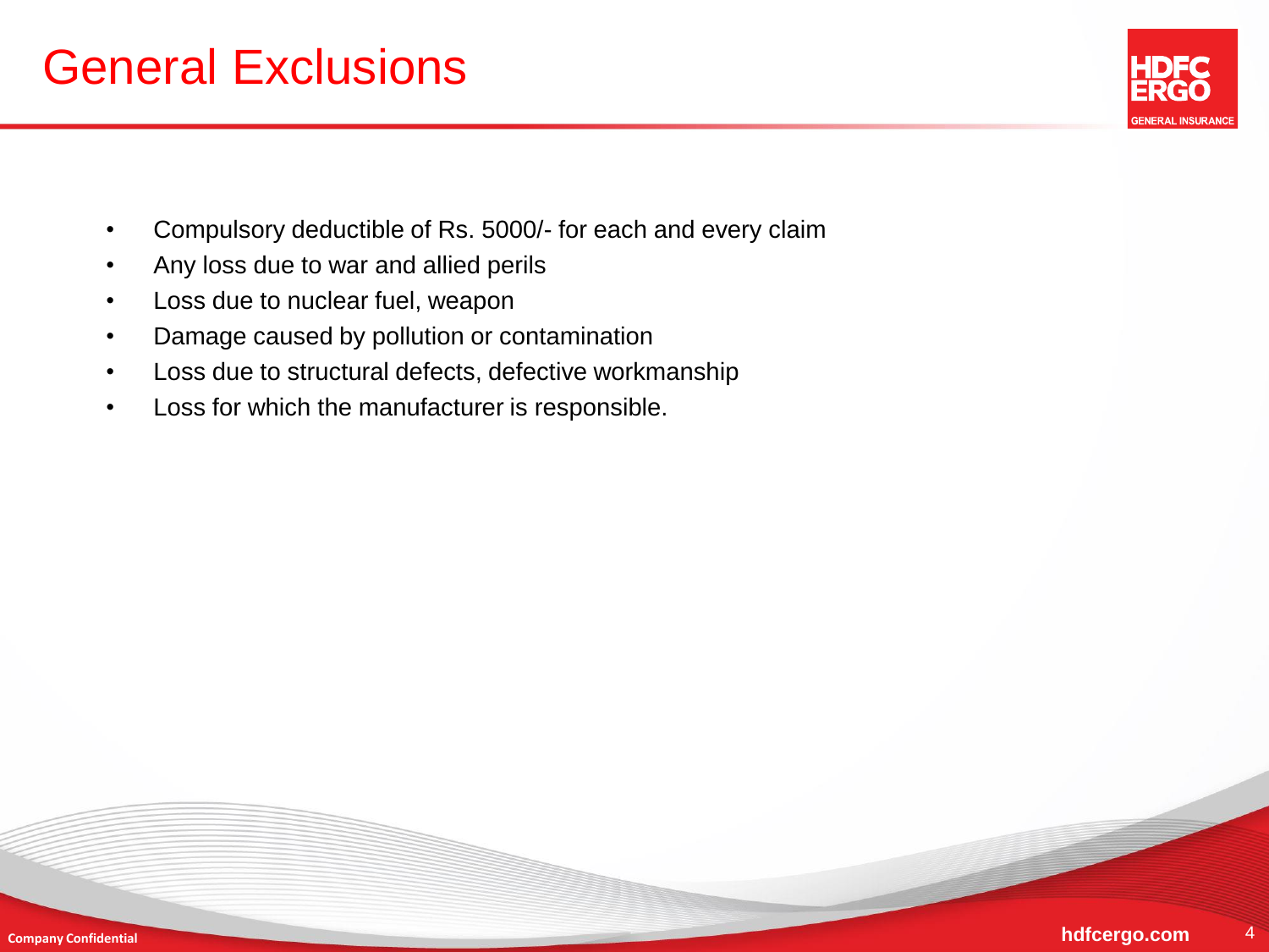# General Exclusions

- Compulsory deductible of Rs. 5000/- for each and every claim
- Any loss due to war and allied perils
- Loss due to nuclear fuel, weapon
- Damage caused by pollution or contamination
- Loss due to structural defects, defective workmanship
- Loss for which the manufacturer is responsible.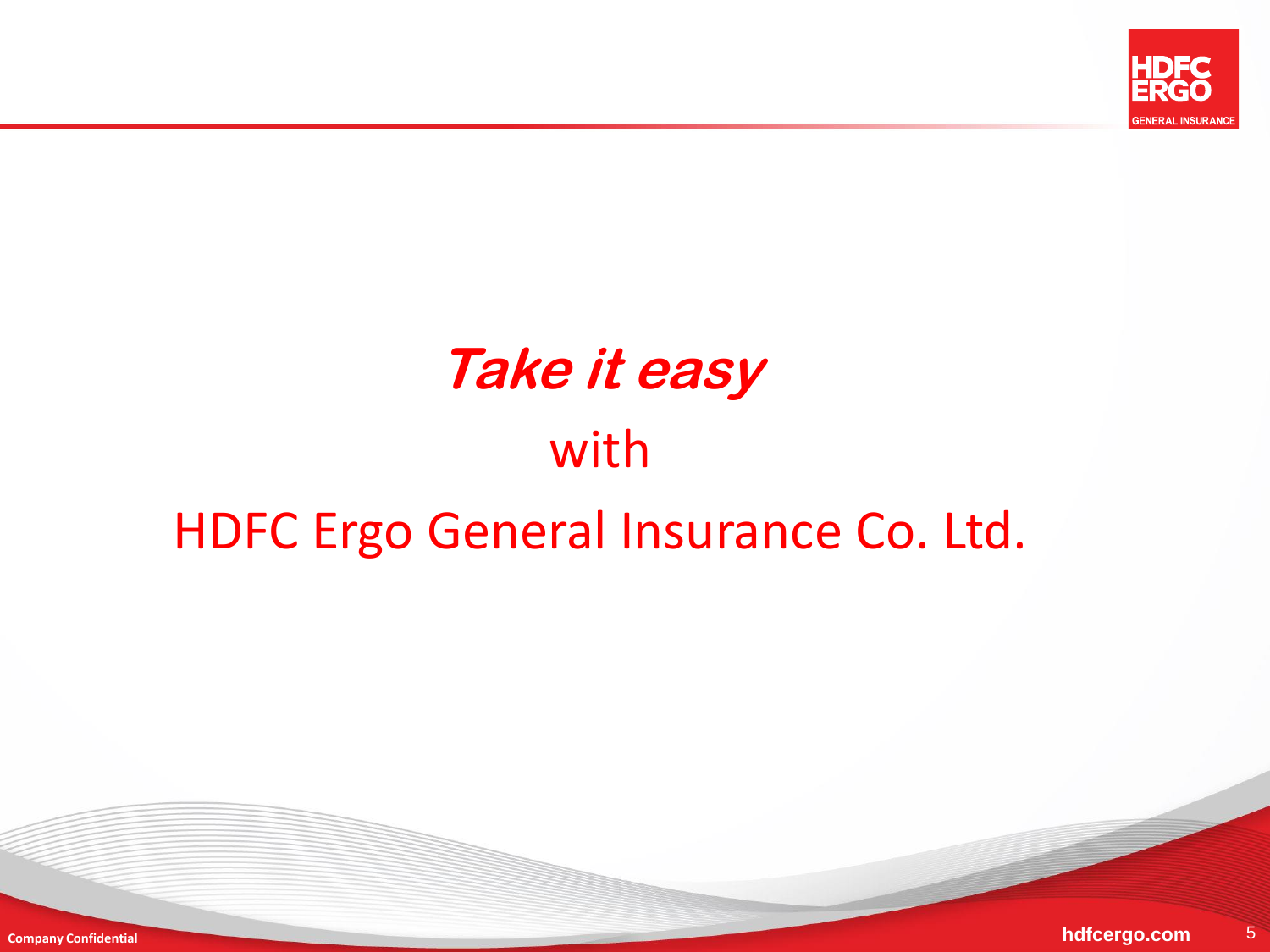***Take it easy***

with

HDFC Ergo General Insurance Co. Ltd.